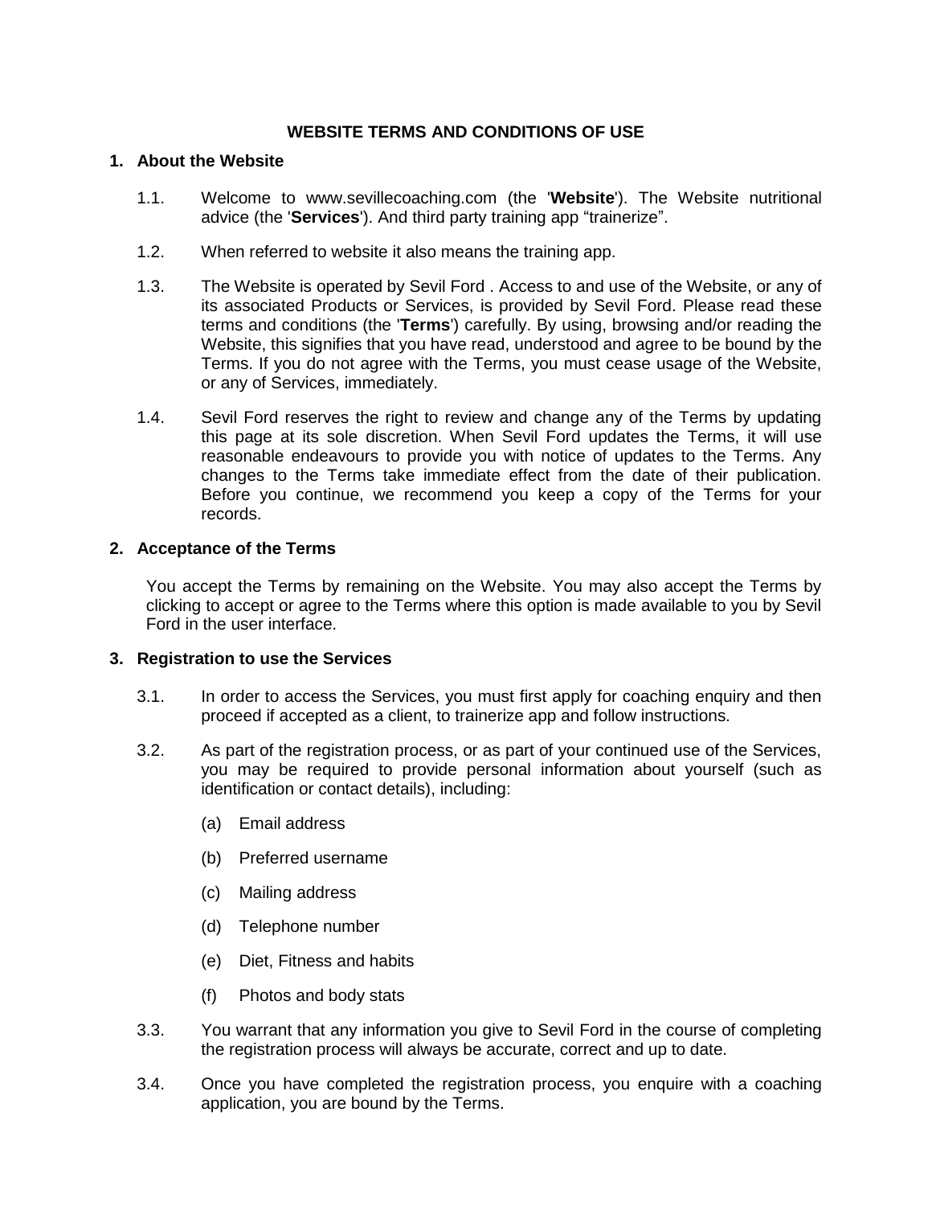# WEBSITE TERMS AND CONDITIONS OF USE

## 1. About the Website

1.1. Welcome to www.sevillecoaching.com (the '**Website**'). The Website nutritional advice (the '**Services**'). And third party training app “trainerize”.

1.2. When referred to website it also means the training app.

1.3. The Website is operated by Sevil Ford . Access to and use of the Website, or any of its associated Products or Services, is provided by Sevil Ford. Please read these terms and conditions (the '**Terms**') carefully. By using, browsing and/or reading the Website, this signifies that you have read, understood and agree to be bound by the Terms. If you do not agree with the Terms, you must cease usage of the Website, or any of Services, immediately.

1.4. Sevil Ford reserves the right to review and change any of the Terms by updating this page at its sole discretion. When Sevil Ford updates the Terms, it will use reasonable endeavours to provide you with notice of updates to the Terms. Any changes to the Terms take immediate effect from the date of their publication. Before you continue, we recommend you keep a copy of the Terms for your records.

## 2. Acceptance of the Terms

You accept the Terms by remaining on the Website. You may also accept the Terms by clicking to accept or agree to the Terms where this option is made available to you by Sevil Ford in the user interface.

## 3. Registration to use the Services

3.1. In order to access the Services, you must first apply for coaching enquiry and then proceed if accepted as a client, to trainerize app and follow instructions.

3.2. As part of the registration process, or as part of your continued use of the Services, you may be required to provide personal information about yourself (such as identification or contact details), including:

(a) Email address

(b) Preferred username

(c) Mailing address

(d) Telephone number

(e) Diet, Fitness and habits

(f) Photos and body stats

3.3. You warrant that any information you give to Sevil Ford in the course of completing the registration process will always be accurate, correct and up to date.

3.4. Once you have completed the registration process, you enquire with a coaching application, you are bound by the Terms.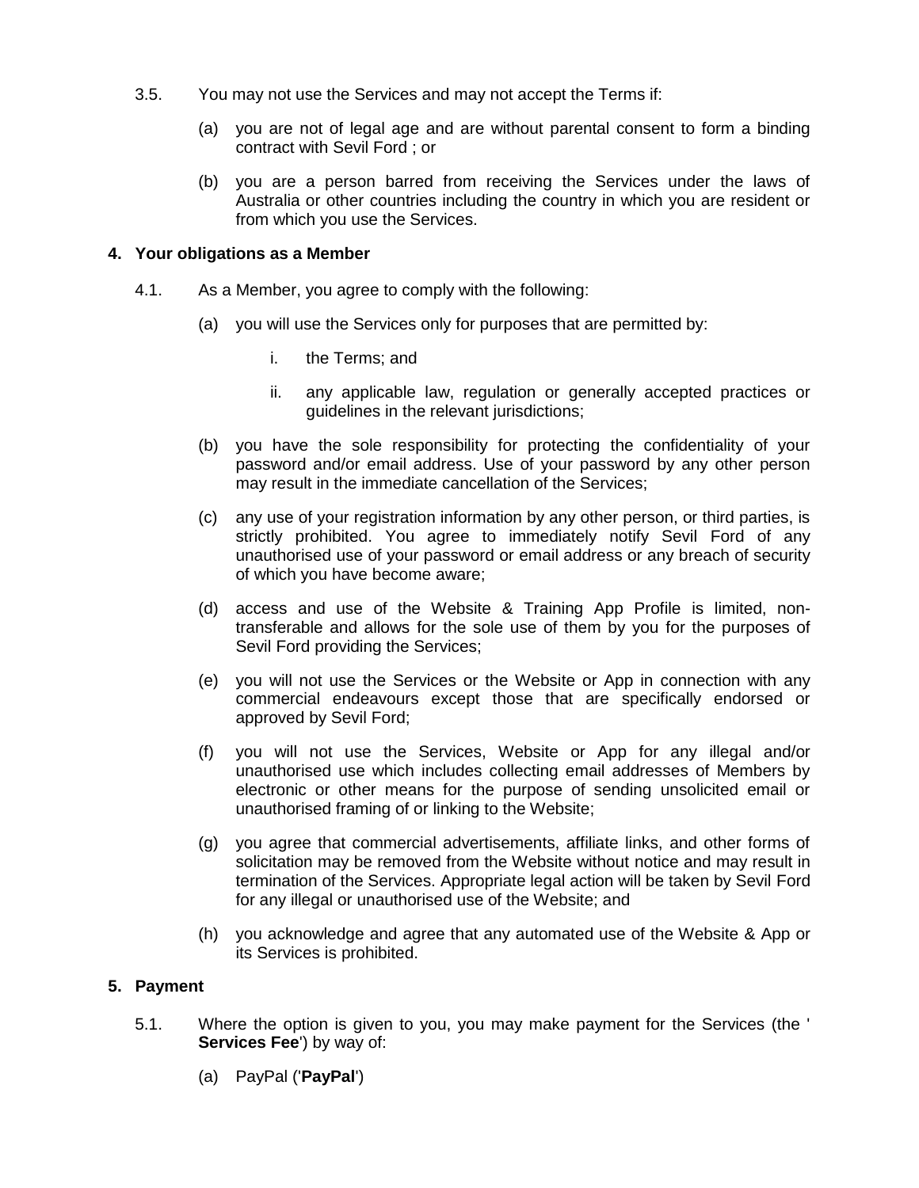3.5. You may not use the Services and may not accept the Terms if:

(a) you are not of legal age and are without parental consent to form a binding contract with Sevil Ford ; or

(b) you are a person barred from receiving the Services under the laws of Australia or other countries including the country in which you are resident or from which you use the Services.

## 4. Your obligations as a Member

4.1. As a Member, you agree to comply with the following:

(a) you will use the Services only for purposes that are permitted by:

i. the Terms; and

ii. any applicable law, regulation or generally accepted practices or guidelines in the relevant jurisdictions;

(b) you have the sole responsibility for protecting the confidentiality of your password and/or email address. Use of your password by any other person may result in the immediate cancellation of the Services;

(c) any use of your registration information by any other person, or third parties, is strictly prohibited. You agree to immediately notify Sevil Ford of any unauthorised use of your password or email address or any breach of security of which you have become aware;

(d) access and use of the Website & Training App Profile is limited, non-transferable and allows for the sole use of them by you for the purposes of Sevil Ford providing the Services;

(e) you will not use the Services or the Website or App in connection with any commercial endeavours except those that are specifically endorsed or approved by Sevil Ford;

(f) you will not use the Services, Website or App for any illegal and/or unauthorised use which includes collecting email addresses of Members by electronic or other means for the purpose of sending unsolicited email or unauthorised framing of or linking to the Website;

(g) you agree that commercial advertisements, affiliate links, and other forms of solicitation may be removed from the Website without notice and may result in termination of the Services. Appropriate legal action will be taken by Sevil Ford for any illegal or unauthorised use of the Website; and

(h) you acknowledge and agree that any automated use of the Website & App or its Services is prohibited.

## 5. Payment

5.1. Where the option is given to you, you may make payment for the Services (the '**Services Fee**') by way of:

(a) PayPal ('**PayPal**')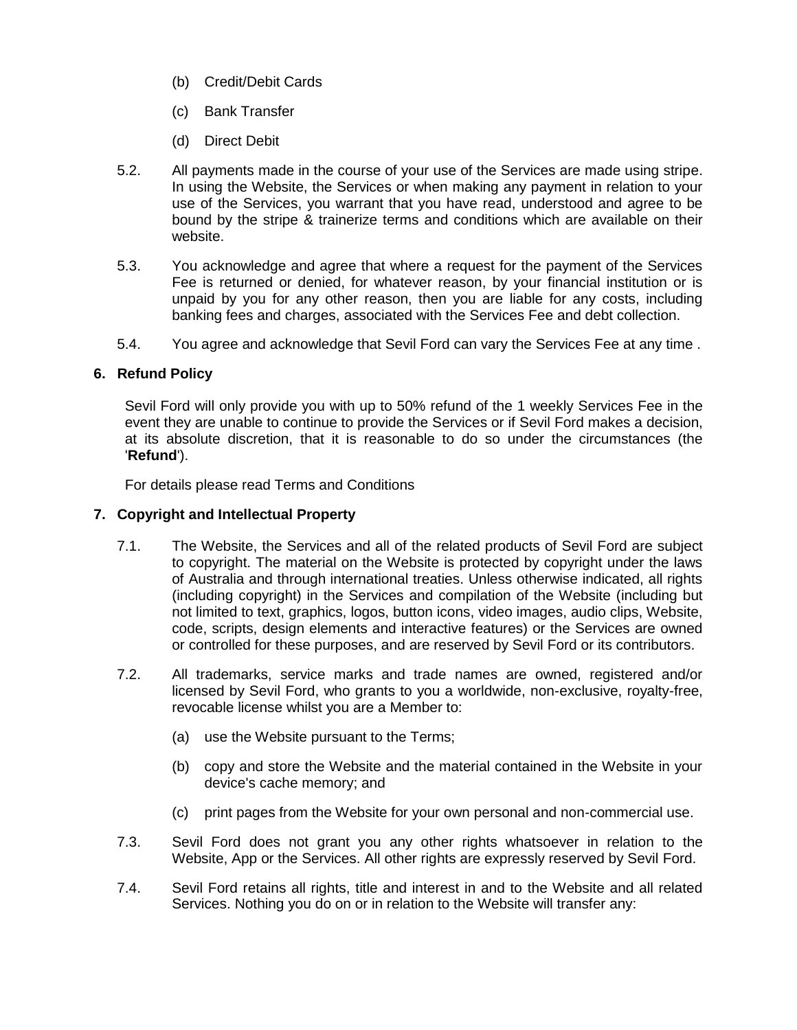(b) Credit/Debit Cards

(c) Bank Transfer

(d) Direct Debit

5.2. All payments made in the course of your use of the Services are made using stripe. In using the Website, the Services or when making any payment in relation to your use of the Services, you warrant that you have read, understood and agree to be bound by the stripe & trainerize terms and conditions which are available on their website.

5.3. You acknowledge and agree that where a request for the payment of the Services Fee is returned or denied, for whatever reason, by your financial institution or is unpaid by you for any other reason, then you are liable for any costs, including banking fees and charges, associated with the Services Fee and debt collection.

5.4. You agree and acknowledge that Sevil Ford can vary the Services Fee at any time .

## 6. Refund Policy

Sevil Ford will only provide you with up to 50% refund of the 1 weekly Services Fee in the event they are unable to continue to provide the Services or if Sevil Ford makes a decision, at its absolute discretion, that it is reasonable to do so under the circumstances (the '**Refund**').

For details please read Terms and Conditions

## 7. Copyright and Intellectual Property

7.1. The Website, the Services and all of the related products of Sevil Ford are subject to copyright. The material on the Website is protected by copyright under the laws of Australia and through international treaties. Unless otherwise indicated, all rights (including copyright) in the Services and compilation of the Website (including but not limited to text, graphics, logos, button icons, video images, audio clips, Website, code, scripts, design elements and interactive features) or the Services are owned or controlled for these purposes, and are reserved by Sevil Ford or its contributors.

7.2. All trademarks, service marks and trade names are owned, registered and/or licensed by Sevil Ford, who grants to you a worldwide, non-exclusive, royalty-free, revocable license whilst you are a Member to:

(a) use the Website pursuant to the Terms;

(b) copy and store the Website and the material contained in the Website in your device's cache memory; and

(c) print pages from the Website for your own personal and non-commercial use.

7.3. Sevil Ford does not grant you any other rights whatsoever in relation to the Website, App or the Services. All other rights are expressly reserved by Sevil Ford.

7.4. Sevil Ford retains all rights, title and interest in and to the Website and all related Services. Nothing you do on or in relation to the Website will transfer any: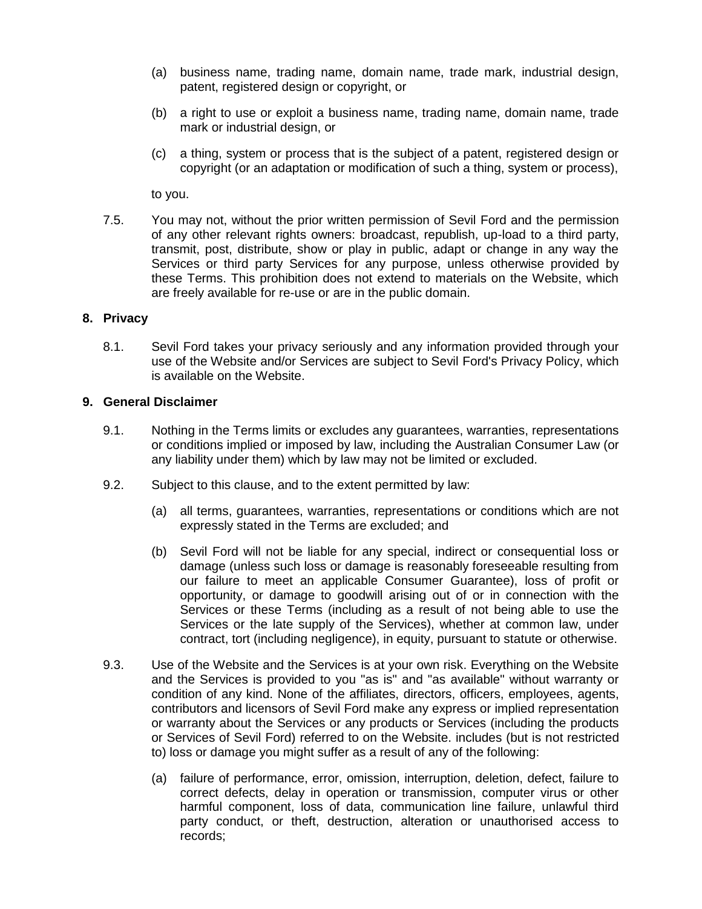(a) business name, trading name, domain name, trade mark, industrial design, patent, registered design or copyright, or

(b) a right to use or exploit a business name, trading name, domain name, trade mark or industrial design, or

(c) a thing, system or process that is the subject of a patent, registered design or copyright (or an adaptation or modification of such a thing, system or process),

to you.

7.5. You may not, without the prior written permission of Sevil Ford and the permission of any other relevant rights owners: broadcast, republish, up-load to a third party, transmit, post, distribute, show or play in public, adapt or change in any way the Services or third party Services for any purpose, unless otherwise provided by these Terms. This prohibition does not extend to materials on the Website, which are freely available for re-use or are in the public domain.

## 8. Privacy

8.1. Sevil Ford takes your privacy seriously and any information provided through your use of the Website and/or Services are subject to Sevil Ford's Privacy Policy, which is available on the Website.

## 9. General Disclaimer

9.1. Nothing in the Terms limits or excludes any guarantees, warranties, representations or conditions implied or imposed by law, including the Australian Consumer Law (or any liability under them) which by law may not be limited or excluded.

9.2. Subject to this clause, and to the extent permitted by law:

(a) all terms, guarantees, warranties, representations or conditions which are not expressly stated in the Terms are excluded; and

(b) Sevil Ford will not be liable for any special, indirect or consequential loss or damage (unless such loss or damage is reasonably foreseeable resulting from our failure to meet an applicable Consumer Guarantee), loss of profit or opportunity, or damage to goodwill arising out of or in connection with the Services or these Terms (including as a result of not being able to use the Services or the late supply of the Services), whether at common law, under contract, tort (including negligence), in equity, pursuant to statute or otherwise.

9.3. Use of the Website and the Services is at your own risk. Everything on the Website and the Services is provided to you "as is" and "as available" without warranty or condition of any kind. None of the affiliates, directors, officers, employees, agents, contributors and licensors of Sevil Ford make any express or implied representation or warranty about the Services or any products or Services (including the products or Services of Sevil Ford) referred to on the Website. includes (but is not restricted to) loss or damage you might suffer as a result of any of the following:

(a) failure of performance, error, omission, interruption, deletion, defect, failure to correct defects, delay in operation or transmission, computer virus or other harmful component, loss of data, communication line failure, unlawful third party conduct, or theft, destruction, alteration or unauthorised access to records;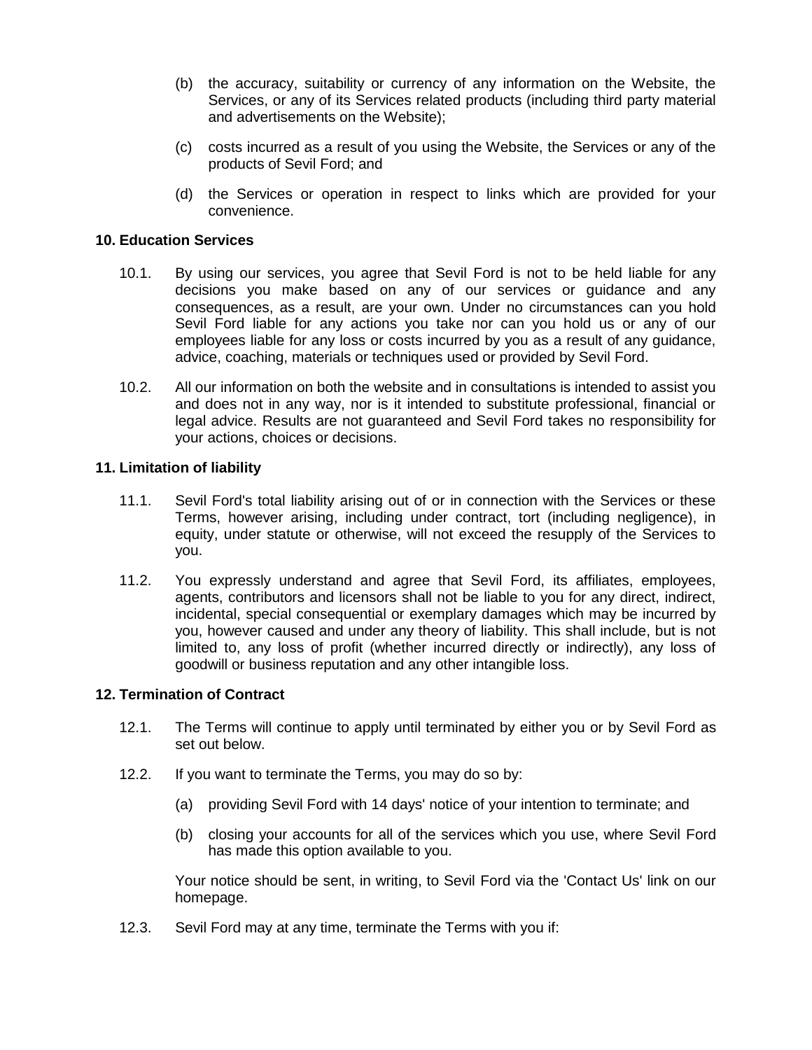(b) the accuracy, suitability or currency of any information on the Website, the Services, or any of its Services related products (including third party material and advertisements on the Website);

(c) costs incurred as a result of you using the Website, the Services or any of the products of Sevil Ford; and

(d) the Services or operation in respect to links which are provided for your convenience.

**10. Education Services**

10.1. By using our services, you agree that Sevil Ford is not to be held liable for any decisions you make based on any of our services or guidance and any consequences, as a result, are your own. Under no circumstances can you hold Sevil Ford liable for any actions you take nor can you hold us or any of our employees liable for any loss or costs incurred by you as a result of any guidance, advice, coaching, materials or techniques used or provided by Sevil Ford.

10.2. All our information on both the website and in consultations is intended to assist you and does not in any way, nor is it intended to substitute professional, financial or legal advice. Results are not guaranteed and Sevil Ford takes no responsibility for your actions, choices or decisions.

**11. Limitation of liability**

11.1. Sevil Ford's total liability arising out of or in connection with the Services or these Terms, however arising, including under contract, tort (including negligence), in equity, under statute or otherwise, will not exceed the resupply of the Services to you.

11.2. You expressly understand and agree that Sevil Ford, its affiliates, employees, agents, contributors and licensors shall not be liable to you for any direct, indirect, incidental, special consequential or exemplary damages which may be incurred by you, however caused and under any theory of liability. This shall include, but is not limited to, any loss of profit (whether incurred directly or indirectly), any loss of goodwill or business reputation and any other intangible loss.

**12. Termination of Contract**

12.1. The Terms will continue to apply until terminated by either you or by Sevil Ford as set out below.

12.2. If you want to terminate the Terms, you may do so by:

(a) providing Sevil Ford with 14 days' notice of your intention to terminate; and

(b) closing your accounts for all of the services which you use, where Sevil Ford has made this option available to you.

Your notice should be sent, in writing, to Sevil Ford via the 'Contact Us' link on our homepage.

12.3. Sevil Ford may at any time, terminate the Terms with you if: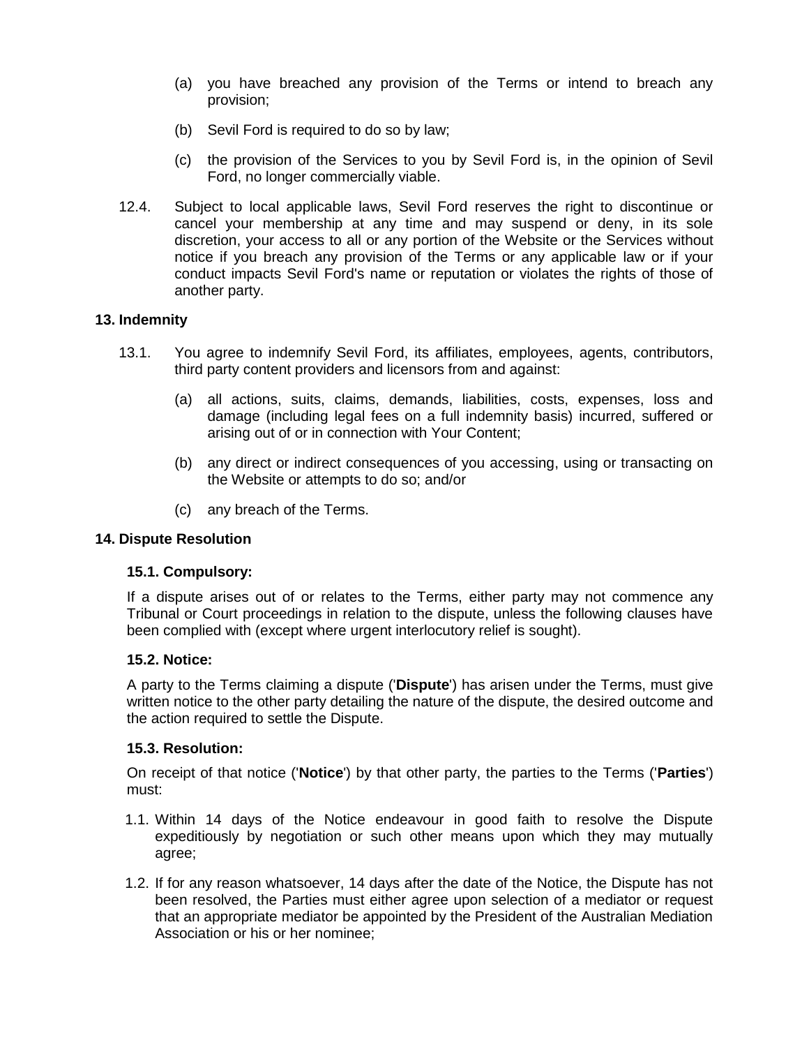(a) you have breached any provision of the Terms or intend to breach any provision;

(b) Sevil Ford is required to do so by law;

(c) the provision of the Services to you by Sevil Ford is, in the opinion of Sevil Ford, no longer commercially viable.

12.4. Subject to local applicable laws, Sevil Ford reserves the right to discontinue or cancel your membership at any time and may suspend or deny, in its sole discretion, your access to all or any portion of the Website or the Services without notice if you breach any provision of the Terms or any applicable law or if your conduct impacts Sevil Ford's name or reputation or violates the rights of those of another party.

### 13. Indemnity

13.1. You agree to indemnify Sevil Ford, its affiliates, employees, agents, contributors, third party content providers and licensors from and against:

(a) all actions, suits, claims, demands, liabilities, costs, expenses, loss and damage (including legal fees on a full indemnity basis) incurred, suffered or arising out of or in connection with Your Content;

(b) any direct or indirect consequences of you accessing, using or transacting on the Website or attempts to do so; and/or

(c) any breach of the Terms.

### 14. Dispute Resolution

#### 15.1. Compulsory:

If a dispute arises out of or relates to the Terms, either party may not commence any Tribunal or Court proceedings in relation to the dispute, unless the following clauses have been complied with (except where urgent interlocutory relief is sought).

#### 15.2. Notice:

A party to the Terms claiming a dispute ('**Dispute**') has arisen under the Terms, must give written notice to the other party detailing the nature of the dispute, the desired outcome and the action required to settle the Dispute.

#### 15.3. Resolution:

On receipt of that notice ('**Notice**') by that other party, the parties to the Terms ('**Parties**') must:

1.1. Within 14 days of the Notice endeavour in good faith to resolve the Dispute expeditiously by negotiation or such other means upon which they may mutually agree;

1.2. If for any reason whatsoever, 14 days after the date of the Notice, the Dispute has not been resolved, the Parties must either agree upon selection of a mediator or request that an appropriate mediator be appointed by the President of the Australian Mediation Association or his or her nominee;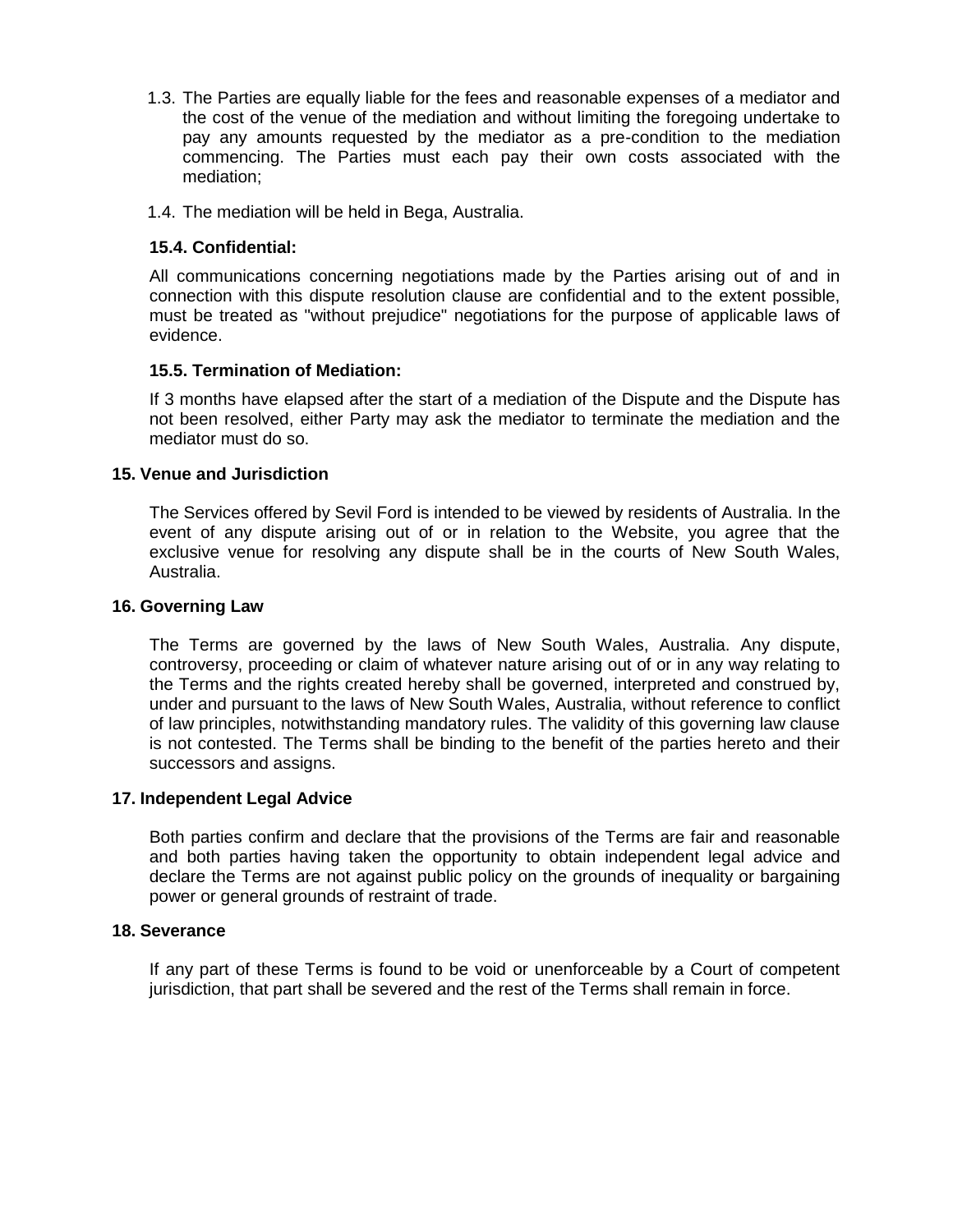1.3. The Parties are equally liable for the fees and reasonable expenses of a mediator and the cost of the venue of the mediation and without limiting the foregoing undertake to pay any amounts requested by the mediator as a pre-condition to the mediation commencing. The Parties must each pay their own costs associated with the mediation;

1.4. The mediation will be held in Bega, Australia.

**15.4. Confidential:**

All communications concerning negotiations made by the Parties arising out of and in connection with this dispute resolution clause are confidential and to the extent possible, must be treated as "without prejudice" negotiations for the purpose of applicable laws of evidence.

**15.5. Termination of Mediation:**

If 3 months have elapsed after the start of a mediation of the Dispute and the Dispute has not been resolved, either Party may ask the mediator to terminate the mediation and the mediator must do so.

## 15. Venue and Jurisdiction

The Services offered by Sevil Ford is intended to be viewed by residents of Australia. In the event of any dispute arising out of or in relation to the Website, you agree that the exclusive venue for resolving any dispute shall be in the courts of New South Wales, Australia.

## 16. Governing Law

The Terms are governed by the laws of New South Wales, Australia. Any dispute, controversy, proceeding or claim of whatever nature arising out of or in any way relating to the Terms and the rights created hereby shall be governed, interpreted and construed by, under and pursuant to the laws of New South Wales, Australia, without reference to conflict of law principles, notwithstanding mandatory rules. The validity of this governing law clause is not contested. The Terms shall be binding to the benefit of the parties hereto and their successors and assigns.

## 17. Independent Legal Advice

Both parties confirm and declare that the provisions of the Terms are fair and reasonable and both parties having taken the opportunity to obtain independent legal advice and declare the Terms are not against public policy on the grounds of inequality or bargaining power or general grounds of restraint of trade.

## 18. Severance

If any part of these Terms is found to be void or unenforceable by a Court of competent jurisdiction, that part shall be severed and the rest of the Terms shall remain in force.